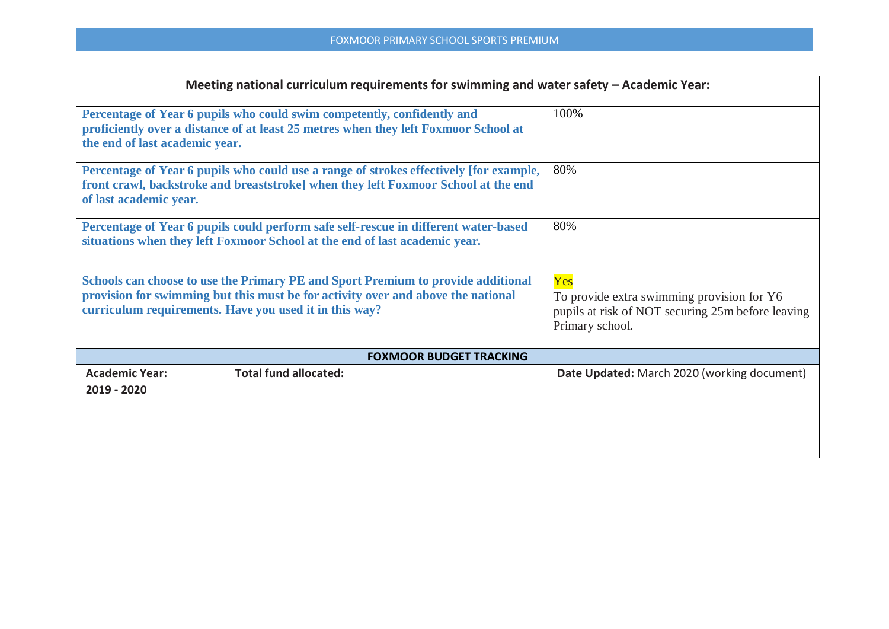FOXMOOR PRIMARY SCHOOL SPORTS PREMIUM

| Meeting national curriculum requirements for swimming and water safety – Academic Year: | |
|---|---|
| **Percentage of Year 6 pupils who could swim competently, confidently and proficiently over a distance of at least 25 metres when they left Foxmoor School at the end of last academic year.** | 100% |
| **Percentage of Year 6 pupils who could use a range of strokes effectively [for example, front crawl, backstroke and breaststroke] when they left Foxmoor School at the end of last academic year.** | 80% |
| **Percentage of Year 6 pupils could perform safe self-rescue in different water-based situations when they left Foxmoor School at the end of last academic year.** | 80% |
| **Schools can choose to use the Primary PE and Sport Premium to provide additional provision for swimming but this must be for activity over and above the national curriculum requirements. Have you used it in this way?** | Yes<br>To provide extra swimming provision for Y6 pupils at risk of NOT securing 25m before leaving Primary school. |

| FOXMOOR BUDGET TRACKING | | |
|---|---|---|
| **Academic Year:**<br>**2019 - 2020** | **Total fund allocated:** | **Date Updated:** March 2020 (working document) |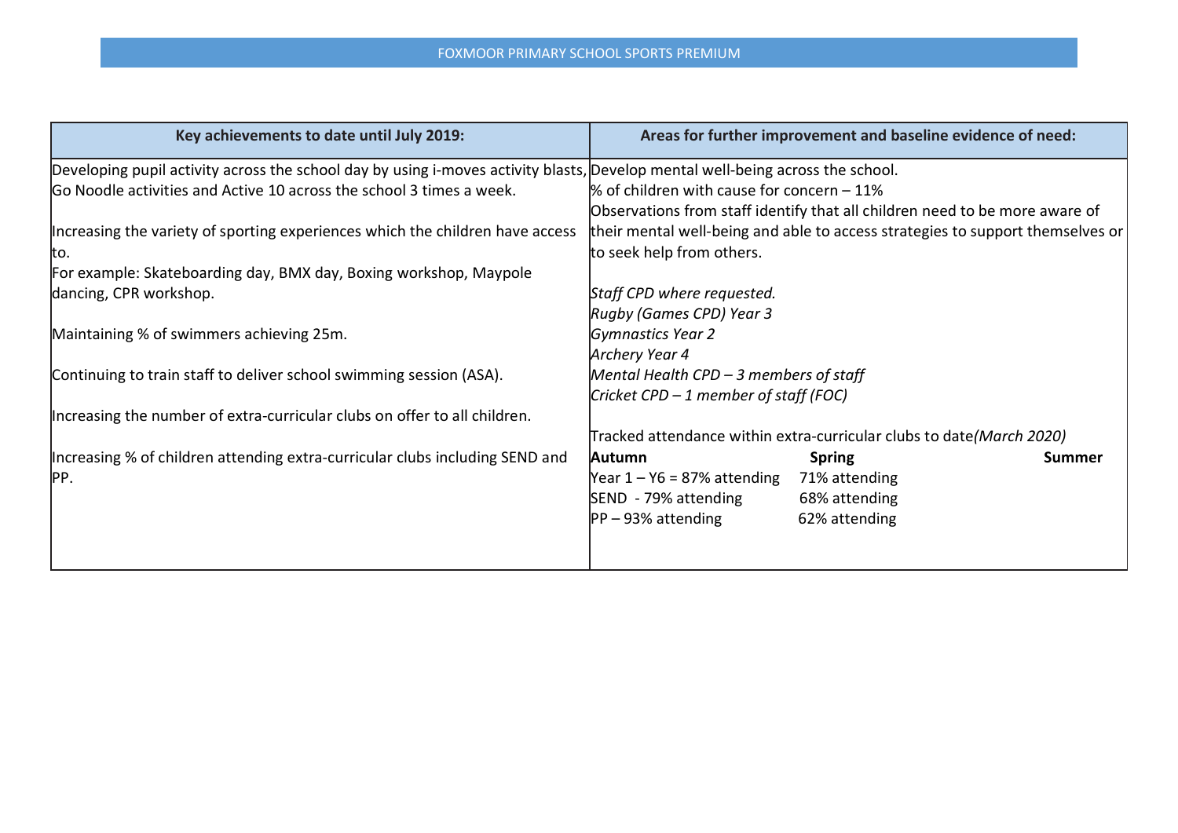FOXMOOR PRIMARY SCHOOL SPORTS PREMIUM

| Key achievements to date until July 2019: | Areas for further improvement and baseline evidence of need: |
|---|---|
| Developing pupil activity across the school day by using i-moves activity blasts, Go Noodle activities and Active 10 across the school 3 times a week.<br><br>Increasing the variety of sporting experiences which the children have access to.<br>For example: Skateboarding day, BMX day, Boxing workshop, Maypole dancing, CPR workshop.<br><br>Maintaining % of swimmers achieving 25m.<br><br>Continuing to train staff to deliver school swimming session (ASA).<br><br>Increasing the number of extra-curricular clubs on offer to all children.<br><br>Increasing % of children attending extra-curricular clubs including SEND and PP. | Develop mental well-being across the school.<br>% of children with cause for concern – 11%<br>Observations from staff identify that all children need to be more aware of their mental well-being and able to access strategies to support themselves or to seek help from others.<br><br>*Staff CPD where requested.*<br>*Rugby (Games CPD) Year 3*<br>*Gymnastics Year 2*<br>*Archery Year 4*<br>*Mental Health CPD – 3 members of staff*<br>*Cricket CPD – 1 member of staff (FOC)*<br><br>Tracked attendance within extra-curricular clubs to date*(March 2020)*<br>**Autumn** / **Spring** / **Summer**<br>Year 1 – Y6 = 87% attending / 71% attending /<br>SEND - 79% attending / 68% attending /<br>PP – 93% attending / 62% attending / |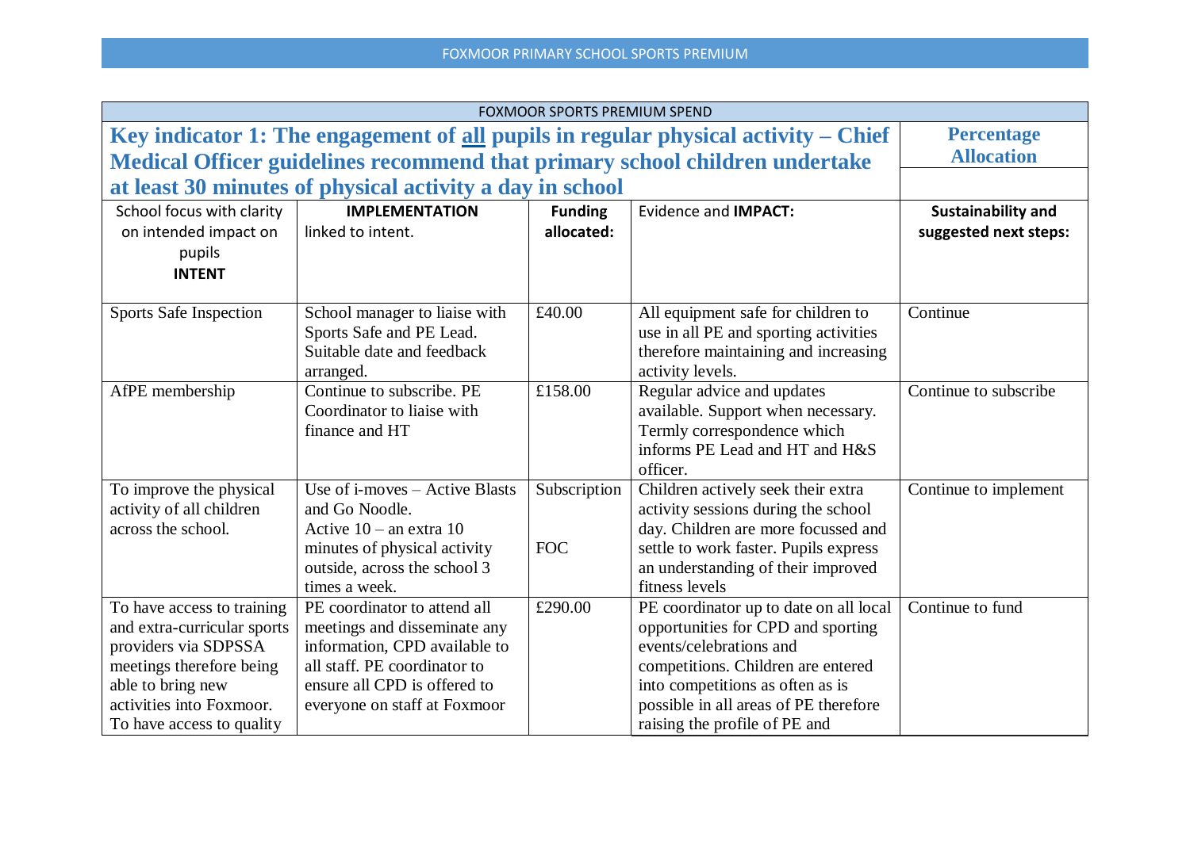| FOXMOOR SPORTS PREMIUM SPEND | | | | |
|---|---|---|---|---|
| **Key indicator 1: The engagement of <u>all</u> pupils in regular physical activity – Chief Medical Officer guidelines recommend that primary school children undertake at least 30 minutes of physical activity a day in school** | | | | **Percentage Allocation** |
| School focus with clarity on intended impact on pupils **INTENT** | **IMPLEMENTATION** linked to intent. | **Funding allocated:** | Evidence and **IMPACT:** | **Sustainability and suggested next steps:** |
| Sports Safe Inspection | School manager to liaise with Sports Safe and PE Lead. Suitable date and feedback arranged. | £40.00 | All equipment safe for children to use in all PE and sporting activities therefore maintaining and increasing activity levels. | Continue |
| AfPE membership | Continue to subscribe. PE Coordinator to liaise with finance and HT | £158.00 | Regular advice and updates available. Support when necessary. Termly correspondence which informs PE Lead and HT and H&S officer. | Continue to subscribe |
| To improve the physical activity of all children across the school. | Use of i-moves – Active Blasts and Go Noodle. Active 10 – an extra 10 minutes of physical activity outside, across the school 3 times a week. | Subscription FOC | Children actively seek their extra activity sessions during the school day. Children are more focussed and settle to work faster. Pupils express an understanding of their improved fitness levels | Continue to implement |
| To have access to training and extra-curricular sports providers via SDPSSA meetings therefore being able to bring new activities into Foxmoor. To have access to quality | PE coordinator to attend all meetings and disseminate any information, CPD available to all staff. PE coordinator to ensure all CPD is offered to everyone on staff at Foxmoor | £290.00 | PE coordinator up to date on all local opportunities for CPD and sporting events/celebrations and competitions. Children are entered into competitions as often as is possible in all areas of PE therefore raising the profile of PE and | Continue to fund |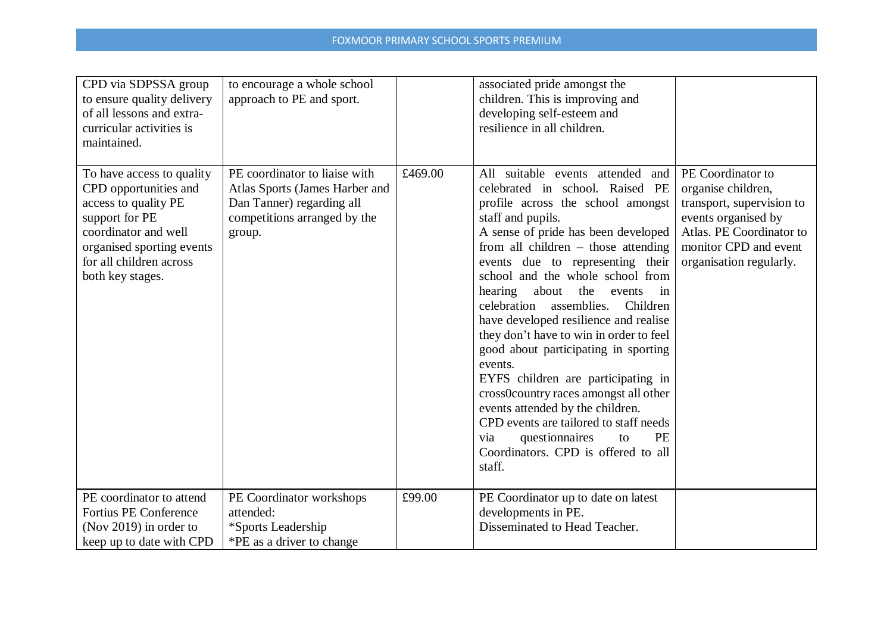| | | | | |
|---|---|---|---|---|
| CPD via SDPSSA group to ensure quality delivery of all lessons and extra-curricular activities is maintained. | to encourage a whole school approach to PE and sport. | | associated pride amongst the children. This is improving and developing self-esteem and resilience in all children. | |
| To have access to quality CPD opportunities and access to quality PE support for PE coordinator and well organised sporting events for all children across both key stages. | PE coordinator to liaise with Atlas Sports (James Harber and Dan Tanner) regarding all competitions arranged by the group. | £469.00 | All suitable events attended and celebrated in school. Raised PE profile across the school amongst staff and pupils.<br>A sense of pride has been developed from all children – those attending events due to representing their school and the whole school from hearing about the events in celebration assemblies. Children have developed resilience and realise they don't have to win in order to feel good about participating in sporting events.<br>EYFS children are participating in cross0country races amongst all other events attended by the children.<br>CPD events are tailored to staff needs via questionnaires to PE Coordinators. CPD is offered to all staff. | PE Coordinator to organise children, transport, supervision to events organised by Atlas. PE Coordinator to monitor CPD and event organisation regularly. |
| PE coordinator to attend Fortius PE Conference (Nov 2019) in order to keep up to date with CPD | PE Coordinator workshops attended:<br>*Sports Leadership<br>*PE as a driver to change | £99.00 | PE Coordinator up to date on latest developments in PE.<br>Disseminated to Head Teacher. | |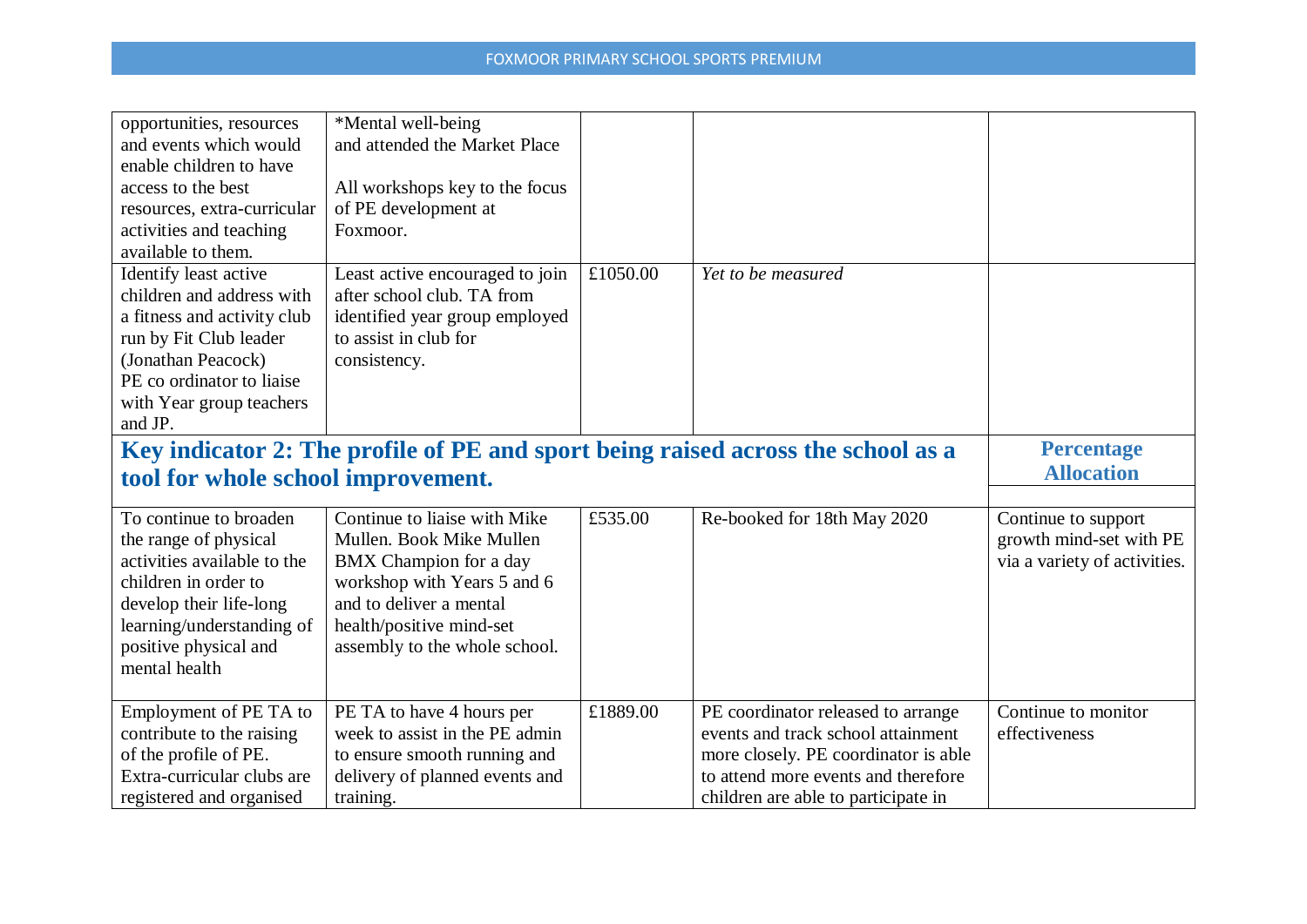| | | | | |
|---|---|---|---|---|
| opportunities, resources and events which would enable children to have access to the best resources, extra-curricular activities and teaching available to them. | *Mental well-being and attended the Market Place<br><br>All workshops key to the focus of PE development at Foxmoor. | | | |
| Identify least active children and address with a fitness and activity club run by Fit Club leader (Jonathan Peacock)<br>PE co ordinator to liaise with Year group teachers and JP. | Least active encouraged to join after school club. TA from identified year group employed to assist in club for consistency. | £1050.00 | *Yet to be measured* | |
| **Key indicator 2: The profile of PE and sport being raised across the school as a tool for whole school improvement.** | | | | **Percentage Allocation** |
| To continue to broaden the range of physical activities available to the children in order to develop their life-long learning/understanding of positive physical and mental health | Continue to liaise with Mike Mullen. Book Mike Mullen BMX Champion for a day workshop with Years 5 and 6 and to deliver a mental health/positive mind-set assembly to the whole school. | £535.00 | Re-booked for 18th May 2020 | Continue to support growth mind-set with PE via a variety of activities. |
| Employment of PE TA to contribute to the raising of the profile of PE. Extra-curricular clubs are registered and organised | PE TA to have 4 hours per week to assist in the PE admin to ensure smooth running and delivery of planned events and training. | £1889.00 | PE coordinator released to arrange events and track school attainment more closely. PE coordinator is able to attend more events and therefore children are able to participate in | Continue to monitor effectiveness |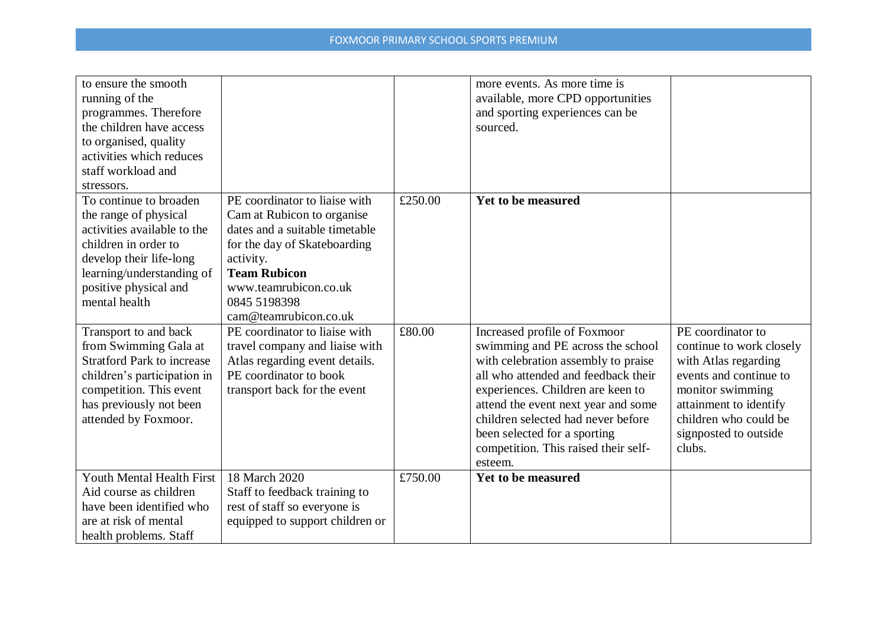| | | | | |
|---|---|---|---|---|
| to ensure the smooth running of the programmes. Therefore the children have access to organised, quality activities which reduces staff workload and stressors. | | | more events. As more time is available, more CPD opportunities and sporting experiences can be sourced. | |
| To continue to broaden the range of physical activities available to the children in order to develop their life-long learning/understanding of positive physical and mental health | PE coordinator to liaise with Cam at Rubicon to organise dates and a suitable timetable for the day of Skateboarding activity. **Team Rubicon** www.teamrubicon.co.uk 0845 5198398 cam@teamrubicon.co.uk | £250.00 | **Yet to be measured** | |
| Transport to and back from Swimming Gala at Stratford Park to increase children's participation in competition. This event has previously not been attended by Foxmoor. | PE coordinator to liaise with travel company and liaise with Atlas regarding event details. PE coordinator to book transport back for the event | £80.00 | Increased profile of Foxmoor swimming and PE across the school with celebration assembly to praise all who attended and feedback their experiences. Children are keen to attend the event next year and some children selected had never before been selected for a sporting competition. This raised their self-esteem. | PE coordinator to continue to work closely with Atlas regarding events and continue to monitor swimming attainment to identify children who could be signposted to outside clubs. |
| Youth Mental Health First Aid course as children have been identified who are at risk of mental health problems. Staff | 18 March 2020 Staff to feedback training to rest of staff so everyone is equipped to support children or | £750.00 | **Yet to be measured** | |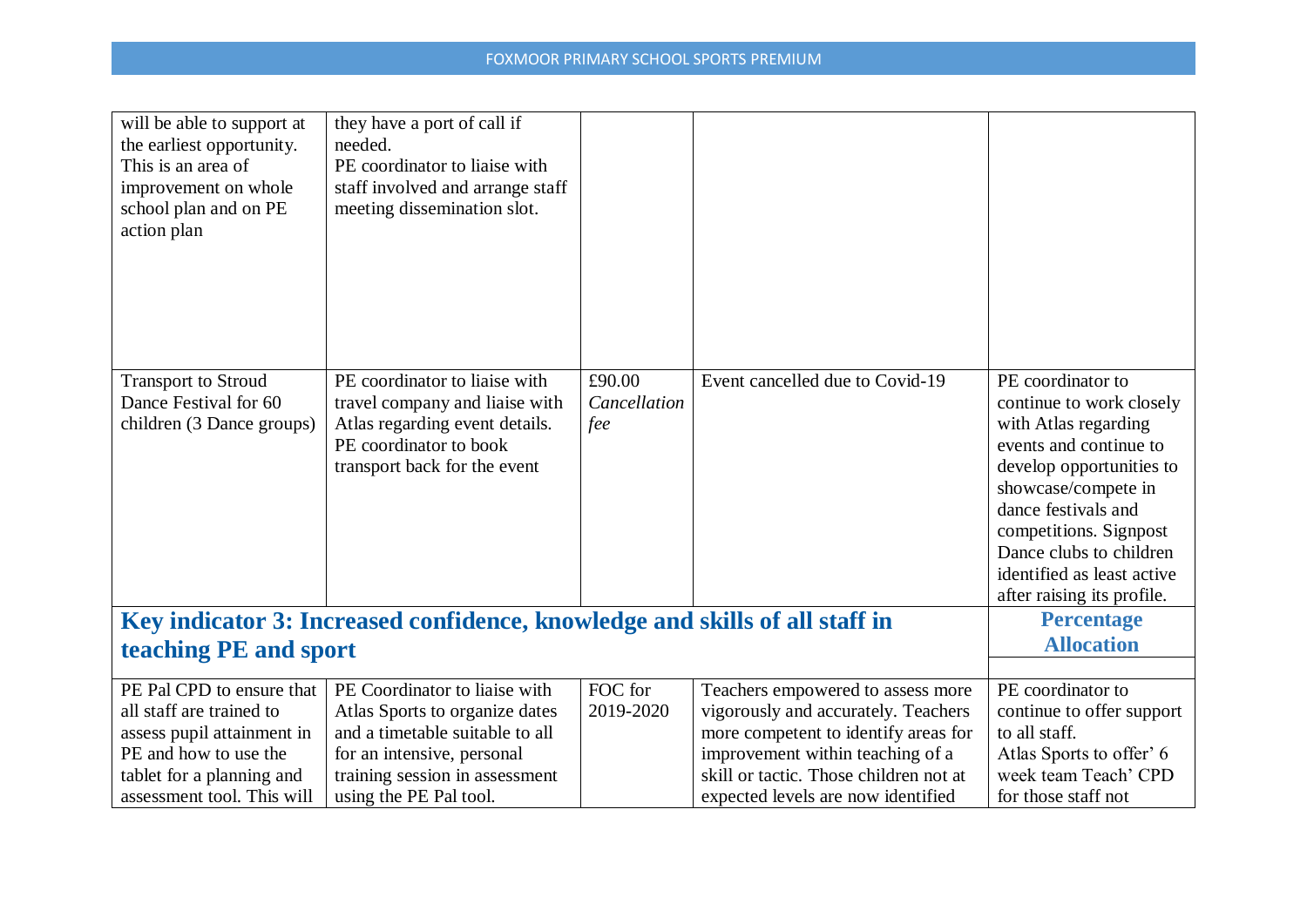| | | | | |
|---|---|---|---|---|
| will be able to support at the earliest opportunity. This is an area of improvement on whole school plan and on PE action plan | they have a port of call if needed. PE coordinator to liaise with staff involved and arrange staff meeting dissemination slot. | | | |
| Transport to Stroud Dance Festival for 60 children (3 Dance groups) | PE coordinator to liaise with travel company and liaise with Atlas regarding event details. PE coordinator to book transport back for the event | £90.00 *Cancellation fee* | Event cancelled due to Covid-19 | PE coordinator to continue to work closely with Atlas regarding events and continue to develop opportunities to showcase/compete in dance festivals and competitions. Signpost Dance clubs to children identified as least active after raising its profile. |

| **Key indicator 3: Increased confidence, knowledge and skills of all staff in teaching PE and sport** | | | | **Percentage Allocation** |
|---|---|---|---|---|
| | | | | |
| PE Pal CPD to ensure that all staff are trained to assess pupil attainment in PE and how to use the tablet for a planning and assessment tool. This will | PE Coordinator to liaise with Atlas Sports to organize dates and a timetable suitable to all for an intensive, personal training session in assessment using the PE Pal tool. | FOC for 2019-2020 | Teachers empowered to assess more vigorously and accurately. Teachers more competent to identify areas for improvement within teaching of a skill or tactic. Those children not at expected levels are now identified | PE coordinator to continue to offer support to all staff. Atlas Sports to offer' 6 week team Teach' CPD for those staff not |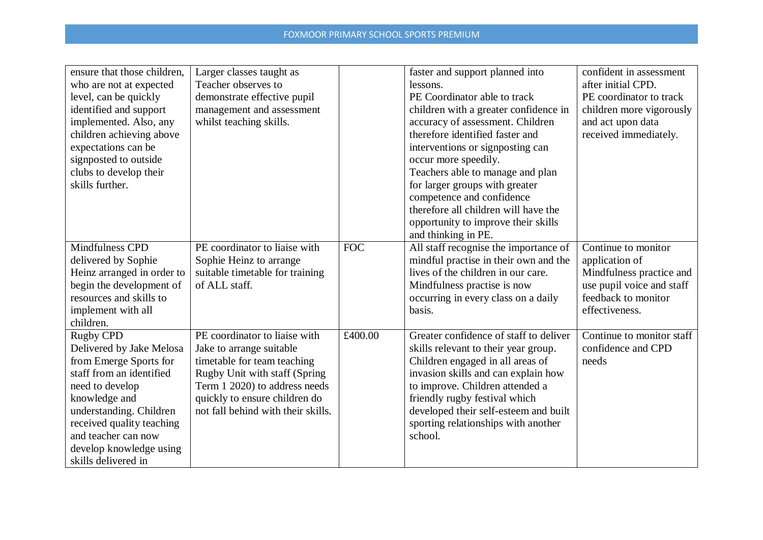| | | | | |
|---|---|---|---|---|
| ensure that those children, who are not at expected level, can be quickly identified and support implemented. Also, any children achieving above expectations can be signposted to outside clubs to develop their skills further. | Larger classes taught as Teacher observes to demonstrate effective pupil management and assessment whilst teaching skills. | | faster and support planned into lessons.<br>PE Coordinator able to track children with a greater confidence in accuracy of assessment. Children therefore identified faster and interventions or signposting can occur more speedily.<br>Teachers able to manage and plan for larger groups with greater competence and confidence therefore all children will have the opportunity to improve their skills and thinking in PE. | confident in assessment after initial CPD.<br>PE coordinator to track children more vigorously and act upon data received immediately. |
| Mindfulness CPD delivered by Sophie Heinz arranged in order to begin the development of resources and skills to implement with all children. | PE coordinator to liaise with Sophie Heinz to arrange suitable timetable for training of ALL staff. | FOC | All staff recognise the importance of mindful practise in their own and the lives of the children in our care.<br>Mindfulness practise is now occurring in every class on a daily basis. | Continue to monitor application of Mindfulness practice and use pupil voice and staff feedback to monitor effectiveness. |
| Rugby CPD<br>Delivered by Jake Melosa from Emerge Sports for staff from an identified need to develop knowledge and understanding. Children received quality teaching and teacher can now develop knowledge using skills delivered in | PE coordinator to liaise with Jake to arrange suitable timetable for team teaching Rugby Unit with staff (Spring Term 1 2020) to address needs quickly to ensure children do not fall behind with their skills. | £400.00 | Greater confidence of staff to deliver skills relevant to their year group. Children engaged in all areas of invasion skills and can explain how to improve. Children attended a friendly rugby festival which developed their self-esteem and built sporting relationships with another school. | Continue to monitor staff confidence and CPD needs |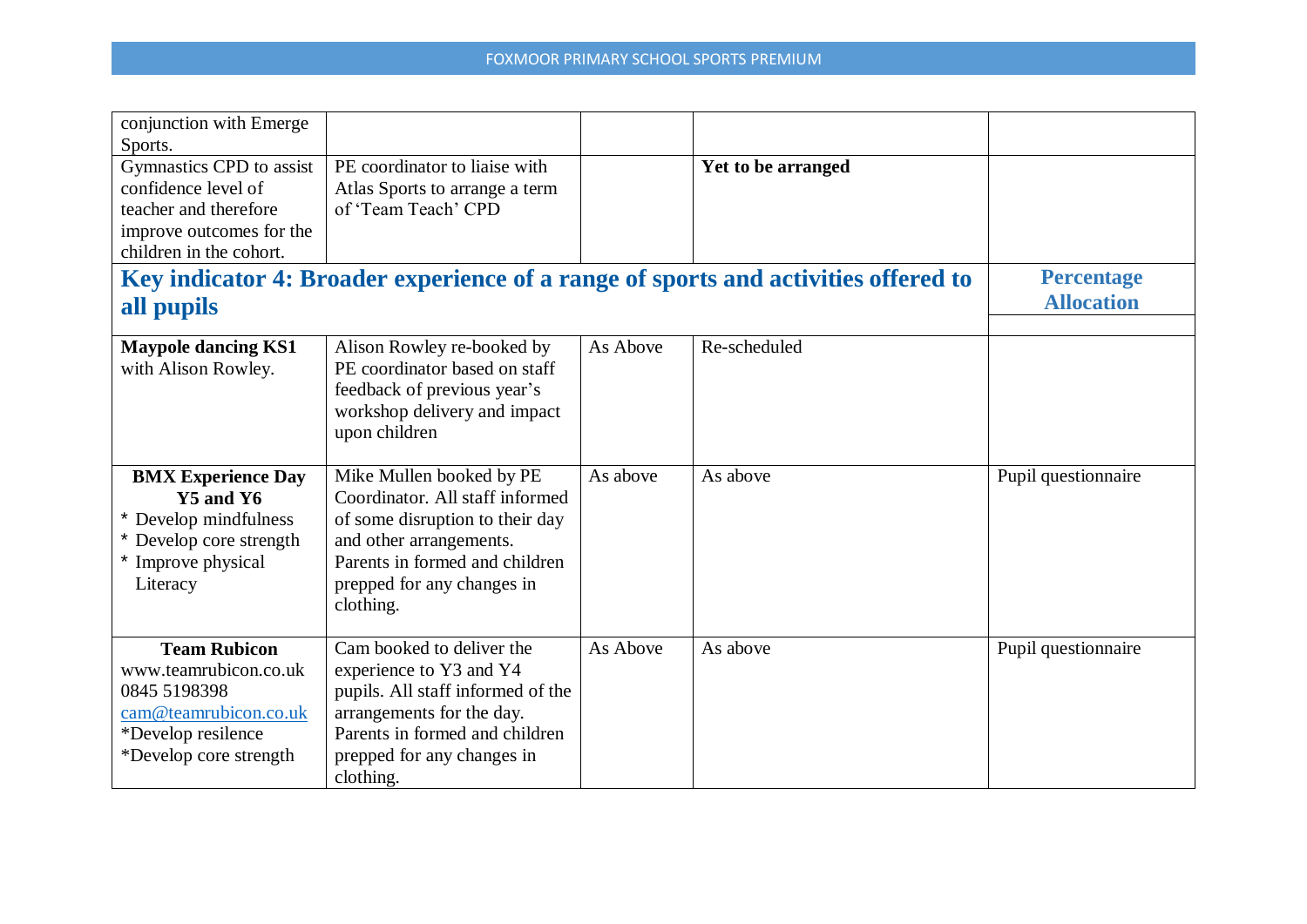| | | | | |
|---|---|---|---|---|
| conjunction with Emerge Sports. | | | | |
| Gymnastics CPD to assist confidence level of teacher and therefore improve outcomes for the children in the cohort. | PE coordinator to liaise with Atlas Sports to arrange a term of 'Team Teach' CPD | | **Yet to be arranged** | |
| **Key indicator 4: Broader experience of a range of sports and activities offered to all pupils** | | | | **Percentage Allocation** |
| **Maypole dancing KS1** with Alison Rowley. | Alison Rowley re-booked by PE coordinator based on staff feedback of previous year's workshop delivery and impact upon children | As Above | Re-scheduled | |
| **BMX Experience Day Y5 and Y6**<br>* Develop mindfulness<br>* Develop core strength<br>* Improve physical Literacy | Mike Mullen booked by PE Coordinator. All staff informed of some disruption to their day and other arrangements. Parents in formed and children prepped for any changes in clothing. | As above | As above | Pupil questionnaire |
| **Team Rubicon**<br>www.teamrubicon.co.uk<br>0845 5198398<br>cam@teamrubicon.co.uk<br>*Develop resilence<br>*Develop core strength | Cam booked to deliver the experience to Y3 and Y4 pupils. All staff informed of the arrangements for the day. Parents in formed and children prepped for any changes in clothing. | As Above | As above | Pupil questionnaire |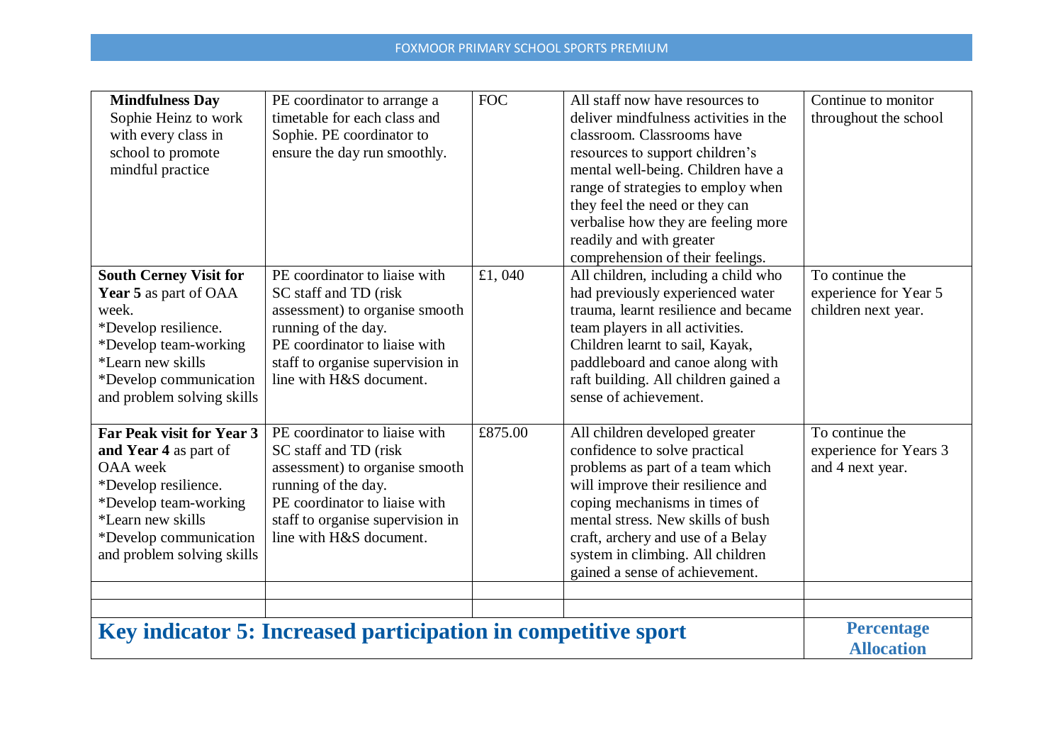| | | | | |
|---|---|---|---|---|
| **Mindfulness Day** Sophie Heinz to work with every class in school to promote mindful practice | PE coordinator to arrange a timetable for each class and Sophie. PE coordinator to ensure the day run smoothly. | FOC | All staff now have resources to deliver mindfulness activities in the classroom. Classrooms have resources to support children's mental well-being. Children have a range of strategies to employ when they feel the need or they can verbalise how they are feeling more readily and with greater comprehension of their feelings. | Continue to monitor throughout the school |
| **South Cerney Visit for Year 5** as part of OAA week.<br>*Develop resilience.<br>*Develop team-working<br>*Learn new skills<br>*Develop communication and problem solving skills | PE coordinator to liaise with SC staff and TD (risk assessment) to organise smooth running of the day.<br>PE coordinator to liaise with staff to organise supervision in line with H&S document. | £1, 040 | All children, including a child who had previously experienced water trauma, learnt resilience and became team players in all activities. Children learnt to sail, Kayak, paddleboard and canoe along with raft building. All children gained a sense of achievement. | To continue the experience for Year 5 children next year. |
| **Far Peak visit for Year 3 and Year 4** as part of OAA week<br>*Develop resilience.<br>*Develop team-working<br>*Learn new skills<br>*Develop communication and problem solving skills | PE coordinator to liaise with SC staff and TD (risk assessment) to organise smooth running of the day.<br>PE coordinator to liaise with staff to organise supervision in line with H&S document. | £875.00 | All children developed greater confidence to solve practical problems as part of a team which will improve their resilience and coping mechanisms in times of mental stress. New skills of bush craft, archery and use of a Belay system in climbing. All children gained a sense of achievement. | To continue the experience for Years 3 and 4 next year. |
| | | | | |
| | | | | |
| **Key indicator 5: Increased participation in competitive sport** | | | | **Percentage Allocation** |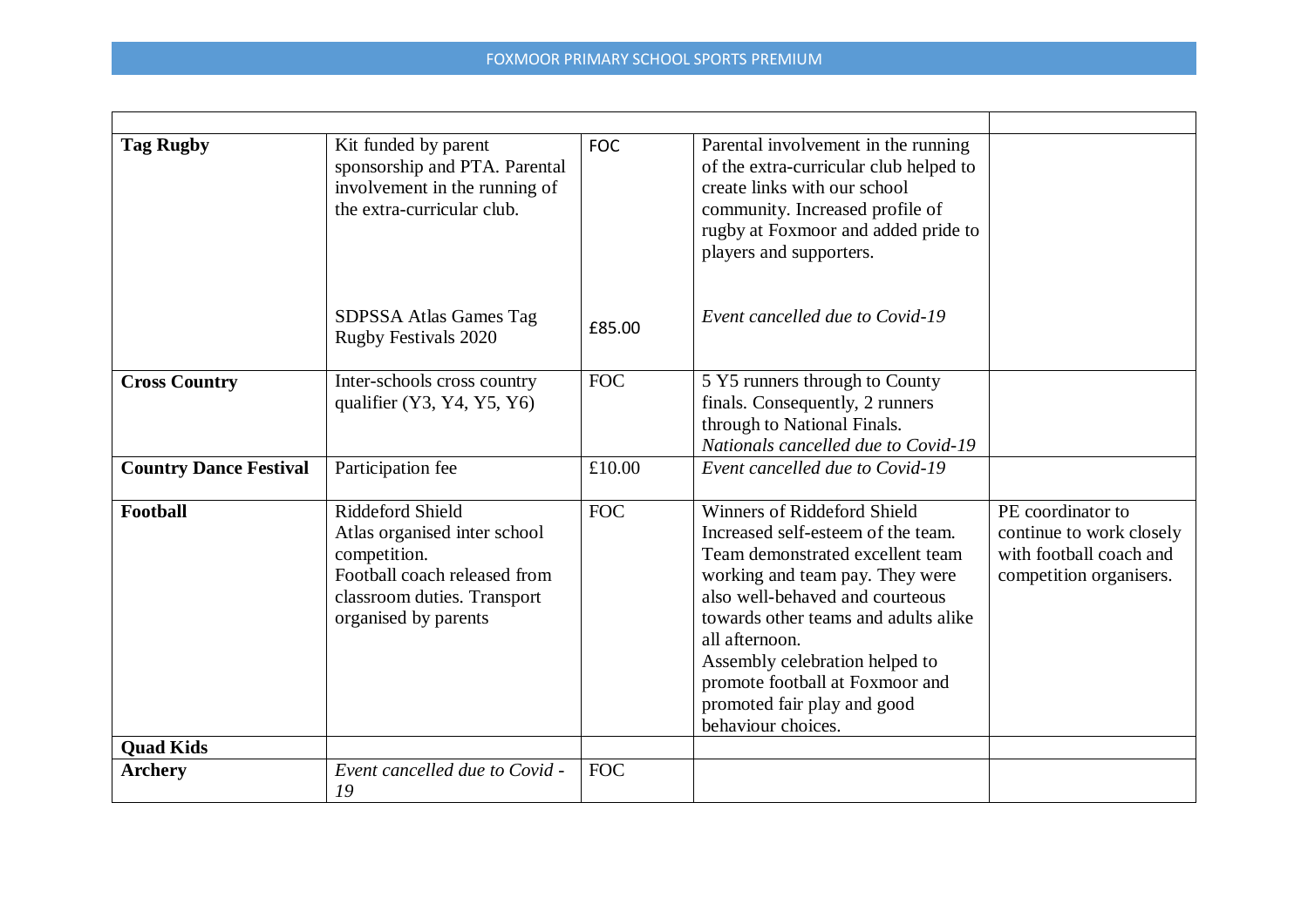| | | | | |
|---|---|---|---|---|
| **Tag Rugby** | Kit funded by parent sponsorship and PTA. Parental involvement in the running of the extra-curricular club. | FOC | Parental involvement in the running of the extra-curricular club helped to create links with our school community. Increased profile of rugby at Foxmoor and added pride to players and supporters. | |
| | SDPSSA Atlas Games Tag Rugby Festivals 2020 | £85.00 | *Event cancelled due to Covid-19* | |
| **Cross Country** | Inter-schools cross country qualifier (Y3, Y4, Y5, Y6) | FOC | 5 Y5 runners through to County finals. Consequently, 2 runners through to National Finals. *Nationals cancelled due to Covid-19* | |
| **Country Dance Festival** | Participation fee | £10.00 | *Event cancelled due to Covid-19* | |
| **Football** | Riddeford Shield<br>Atlas organised inter school competition.<br>Football coach released from classroom duties. Transport organised by parents | FOC | Winners of Riddeford Shield<br>Increased self-esteem of the team. Team demonstrated excellent team working and team pay. They were also well-behaved and courteous towards other teams and adults alike all afternoon.<br>Assembly celebration helped to promote football at Foxmoor and promoted fair play and good behaviour choices. | PE coordinator to continue to work closely with football coach and competition organisers. |
| **Quad Kids** | | | | |
| **Archery** | *Event cancelled due to Covid -19* | FOC | | |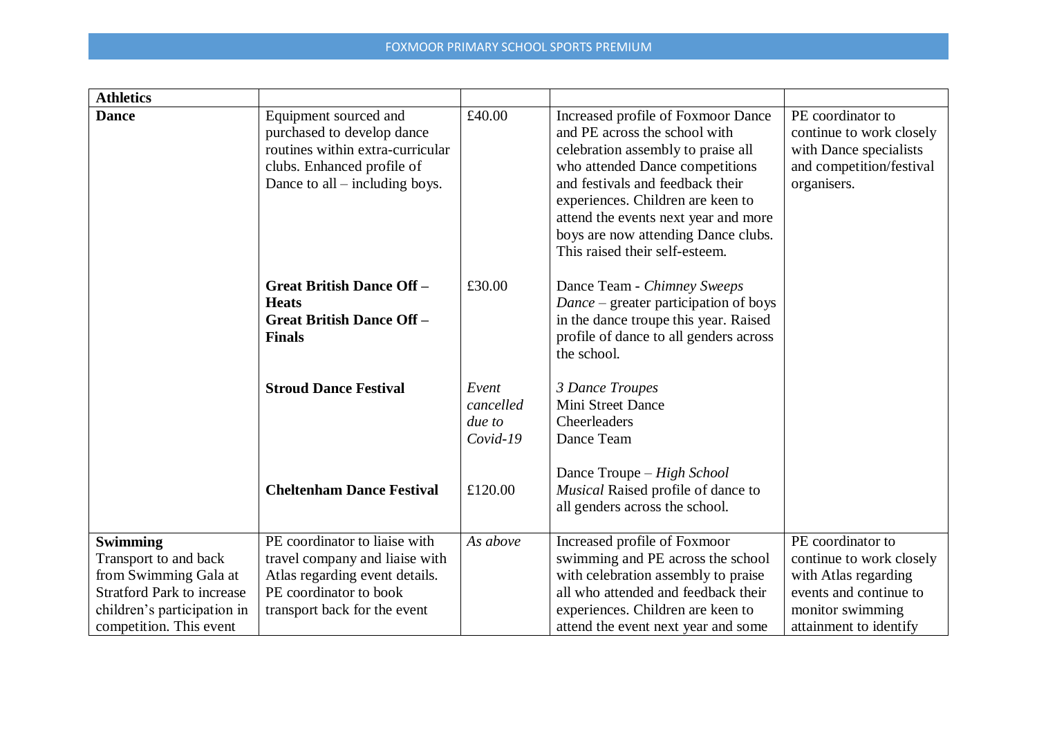| **Athletics** | | | | |
|---|---|---|---|---|
| **Dance** | Equipment sourced and purchased to develop dance routines within extra-curricular clubs. Enhanced profile of Dance to all – including boys. | £40.00 | Increased profile of Foxmoor Dance and PE across the school with celebration assembly to praise all who attended Dance competitions and festivals and feedback their experiences. Children are keen to attend the events next year and more boys are now attending Dance clubs. This raised their self-esteem. | PE coordinator to continue to work closely with Dance specialists and competition/festival organisers. |
| | **Great British Dance Off – Heats**<br>**Great British Dance Off – Finals** | £30.00 | Dance Team - *Chimney Sweeps Dance* – greater participation of boys in the dance troupe this year. Raised profile of dance to all genders across the school. | |
| | **Stroud Dance Festival** | *Event cancelled due to Covid-19* | *3 Dance Troupes*<br>Mini Street Dance<br>Cheerleaders<br>Dance Team | |
| | **Cheltenham Dance Festival** | £120.00 | Dance Troupe – *High School Musical* Raised profile of dance to all genders across the school. | |
| **Swimming**<br>Transport to and back from Swimming Gala at Stratford Park to increase children's participation in competition. This event | PE coordinator to liaise with travel company and liaise with Atlas regarding event details. PE coordinator to book transport back for the event | *As above* | Increased profile of Foxmoor swimming and PE across the school with celebration assembly to praise all who attended and feedback their experiences. Children are keen to attend the event next year and some | PE coordinator to continue to work closely with Atlas regarding events and continue to monitor swimming attainment to identify |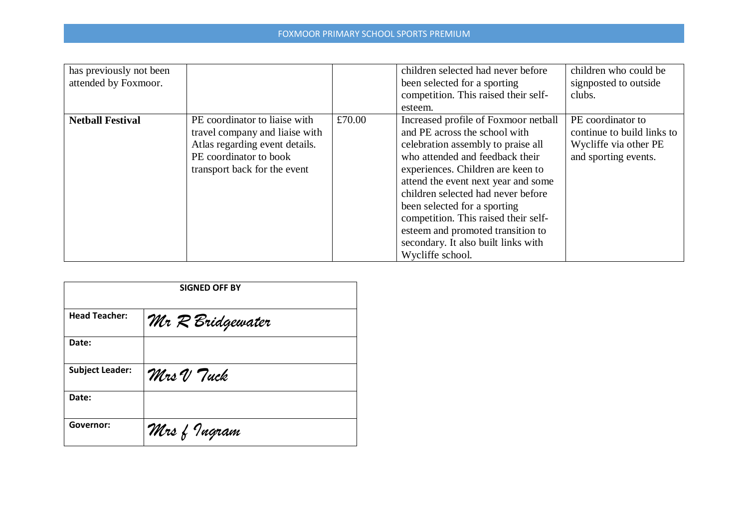| | | | | |
|---|---|---|---|---|
| has previously not been attended by Foxmoor. | | | children selected had never before been selected for a sporting competition. This raised their self-esteem. | children who could be signposted to outside clubs. |
| **Netball Festival** | PE coordinator to liaise with travel company and liaise with Atlas regarding event details. PE coordinator to book transport back for the event | £70.00 | Increased profile of Foxmoor netball and PE across the school with celebration assembly to praise all who attended and feedback their experiences. Children are keen to attend the event next year and some children selected had never before been selected for a sporting competition. This raised their self-esteem and promoted transition to secondary. It also built links with Wycliffe school. | PE coordinator to continue to build links to Wycliffe via other PE and sporting events. |

| **SIGNED OFF BY** | |
|---|---|
| **Head Teacher:** | *Mr R Bridgewater* |
| **Date:** | |
| **Subject Leader:** | *Mrs V Tuck* |
| **Date:** | |
| **Governor:** | *Mrs f Ingram* |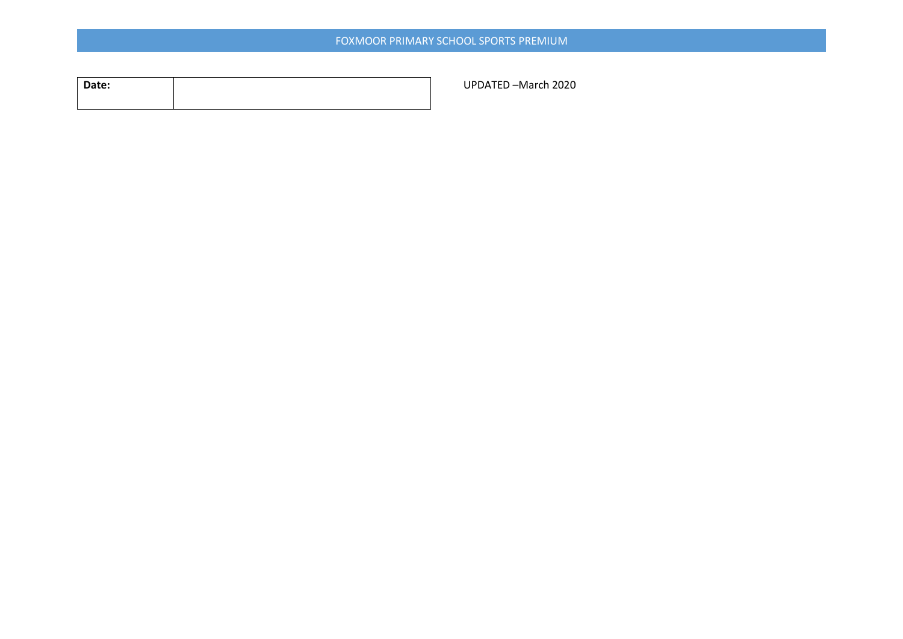| | |
|---|---|
| **Date:** | |

UPDATED –March 2020